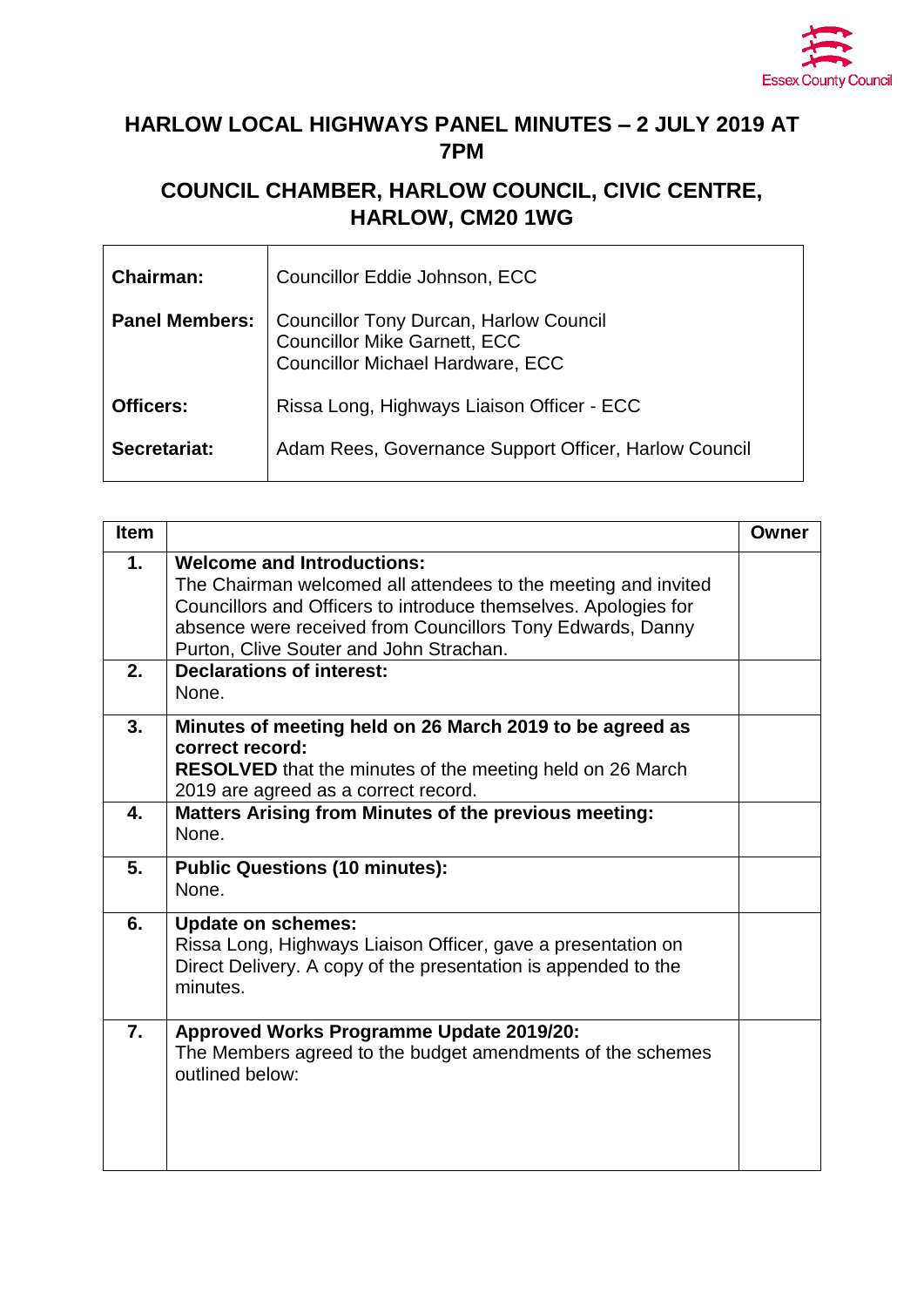# HARLOW LOCAL HIGHWAYS PANEL MINUTES – 2 JULY 2019 AT 7PM

## COUNCIL CHAMBER, HARLOW COUNCIL, CIVIC CENTRE, HARLOW, CM20 1WG

| | |
|---|---|
| **Chairman:** | Councillor Eddie Johnson, ECC |
| **Panel Members:** | Councillor Tony Durcan, Harlow Council<br>Councillor Mike Garnett, ECC<br>Councillor Michael Hardware, ECC |
| **Officers:** | Rissa Long, Highways Liaison Officer - ECC |
| **Secretariat:** | Adam Rees, Governance Support Officer, Harlow Council |

| Item | | Owner |
|---|---|---|
| **1.** | **Welcome and Introductions:**<br>The Chairman welcomed all attendees to the meeting and invited Councillors and Officers to introduce themselves. Apologies for absence were received from Councillors Tony Edwards, Danny Purton, Clive Souter and John Strachan. | |
| **2.** | **Declarations of interest:**<br>None. | |
| **3.** | **Minutes of meeting held on 26 March 2019 to be agreed as correct record:**<br>**RESOLVED** that the minutes of the meeting held on 26 March 2019 are agreed as a correct record. | |
| **4.** | **Matters Arising from Minutes of the previous meeting:**<br>None. | |
| **5.** | **Public Questions (10 minutes):**<br>None. | |
| **6.** | **Update on schemes:**<br>Rissa Long, Highways Liaison Officer, gave a presentation on Direct Delivery. A copy of the presentation is appended to the minutes. | |
| **7.** | **Approved Works Programme Update 2019/20:**<br>The Members agreed to the budget amendments of the schemes outlined below: | |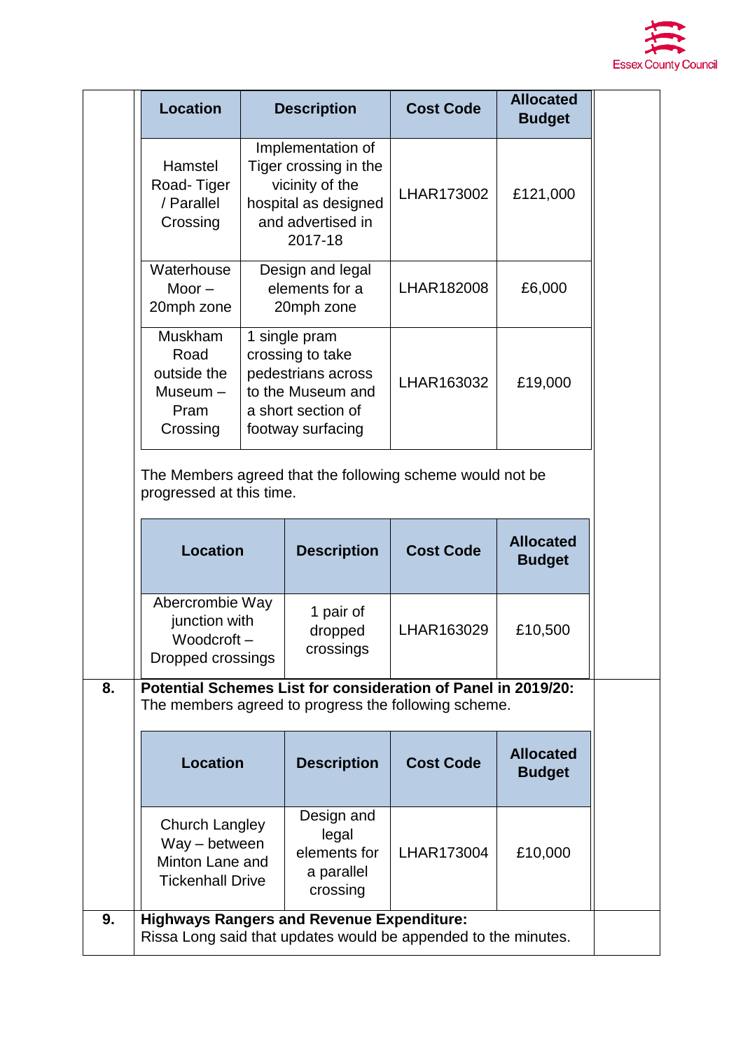| Location | Description | Cost Code | Allocated Budget |
|---|---|---|---|
| Hamstel Road- Tiger / Parallel Crossing | Implementation of Tiger crossing in the vicinity of the hospital as designed and advertised in 2017-18 | LHAR173002 | £121,000 |
| Waterhouse Moor – 20mph zone | Design and legal elements for a 20mph zone | LHAR182008 | £6,000 |
| Muskham Road outside the Museum – Pram Crossing | 1 single pram crossing to take pedestrians across to the Museum and a short section of footway surfacing | LHAR163032 | £19,000 |

The Members agreed that the following scheme would not be progressed at this time.

| Location | Description | Cost Code | Allocated Budget |
|---|---|---|---|
| Abercrombie Way junction with Woodcroft – Dropped crossings | 1 pair of dropped crossings | LHAR163029 | £10,500 |

**8.** **Potential Schemes List for consideration of Panel in 2019/20:**
The members agreed to progress the following scheme.

| Location | Description | Cost Code | Allocated Budget |
|---|---|---|---|
| Church Langley Way – between Minton Lane and Tickenhall Drive | Design and legal elements for a parallel crossing | LHAR173004 | £10,000 |

**9.** **Highways Rangers and Revenue Expenditure:**
Rissa Long said that updates would be appended to the minutes.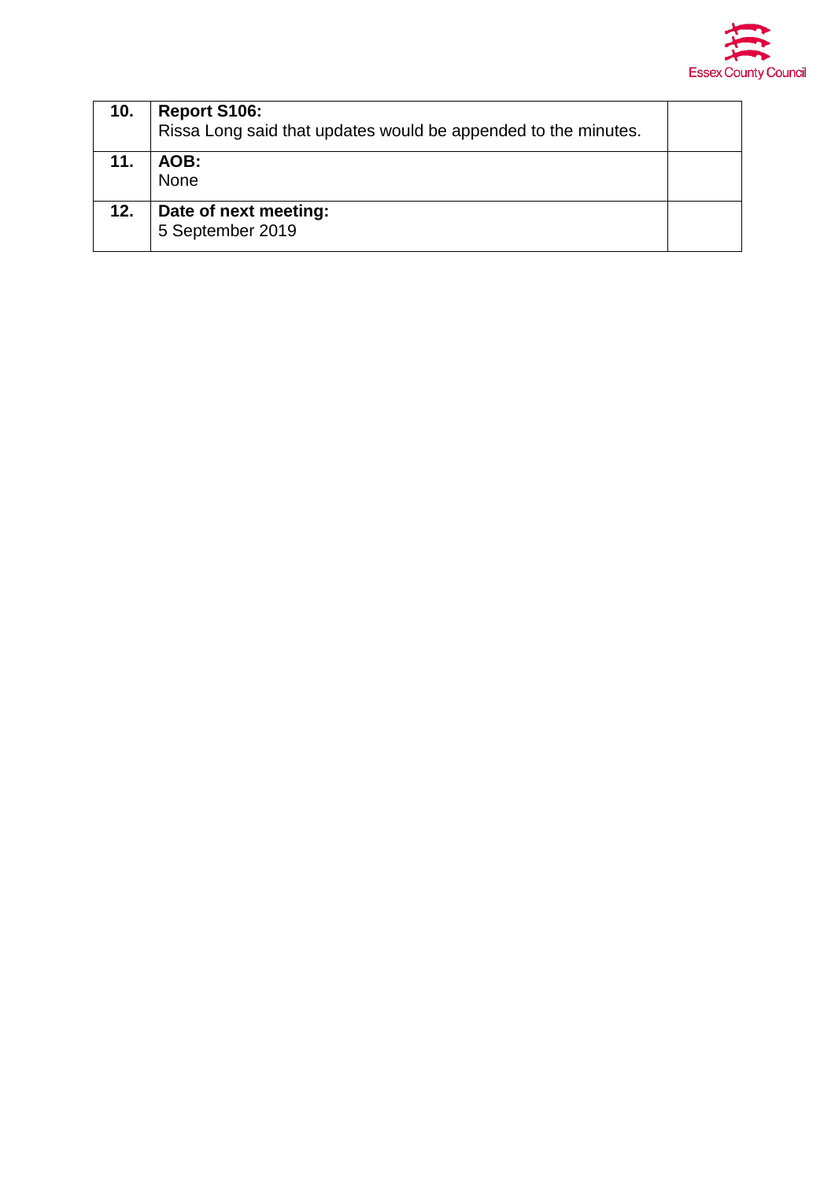| | | |
|---|---|---|
| **10.** | **Report S106:**<br>Rissa Long said that updates would be appended to the minutes. | |
| **11.** | **AOB:**<br>None | |
| **12.** | **Date of next meeting:**<br>5 September 2019 | |